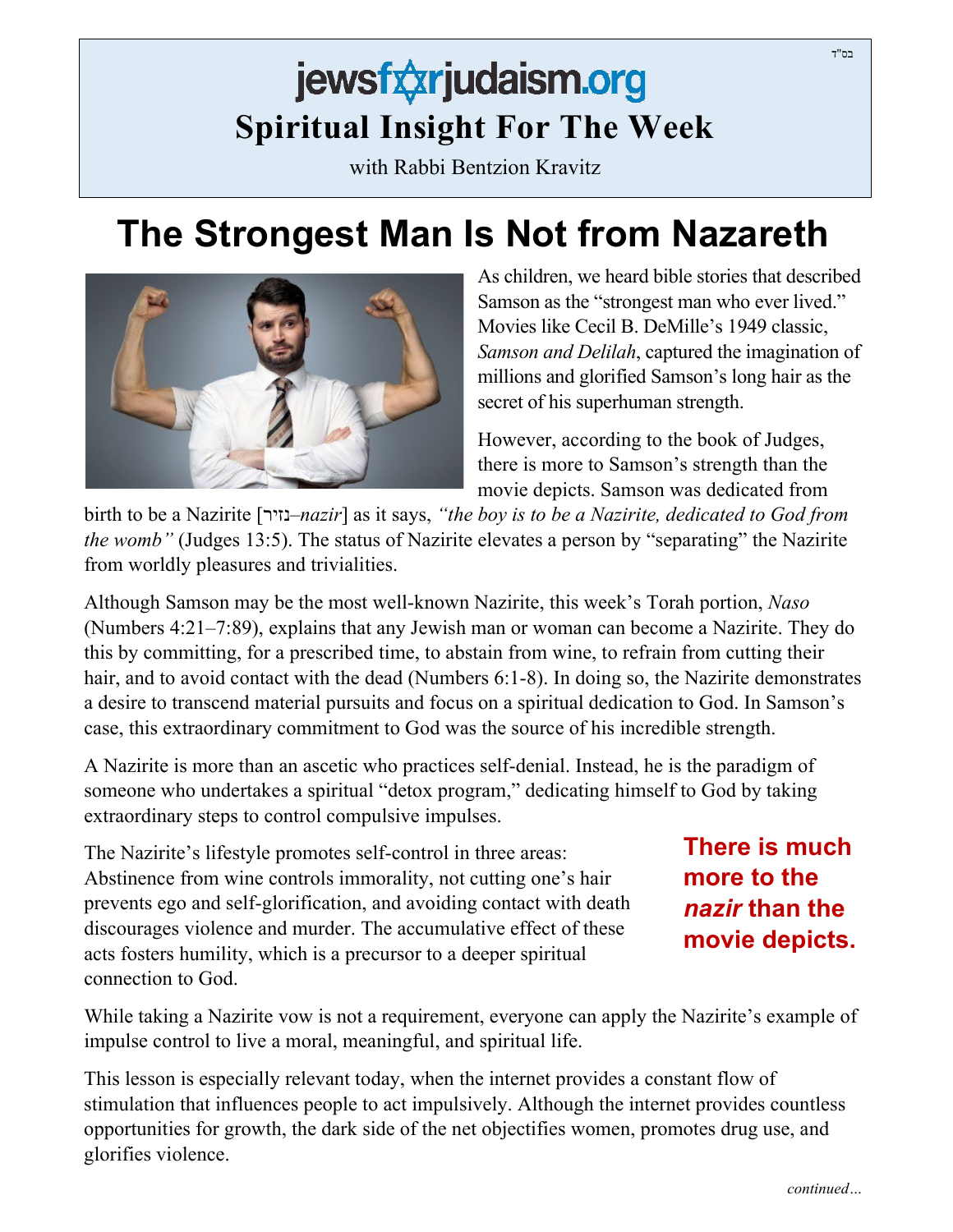בס"ד

# jewsforjudaism.org

## Spiritual Insight For The Week

with Rabbi Bentzion Kravitz

# The Strongest Man Is Not from Nazareth

As children, we heard bible stories that described Samson as the "strongest man who ever lived." Movies like Cecil B. DeMille's 1949 classic, *Samson and Delilah*, captured the imagination of millions and glorified Samson's long hair as the secret of his superhuman strength.

However, according to the book of Judges, there is more to Samson's strength than the movie depicts. Samson was dedicated from birth to be a Nazirite [נזיר–*nazir*] as it says, *"the boy is to be a Nazirite, dedicated to God from the womb"* (Judges 13:5). The status of Nazirite elevates a person by "separating" the Nazirite from worldly pleasures and trivialities.

Although Samson may be the most well-known Nazirite, this week's Torah portion, *Naso* (Numbers 4:21–7:89), explains that any Jewish man or woman can become a Nazirite. They do this by committing, for a prescribed time, to abstain from wine, to refrain from cutting their hair, and to avoid contact with the dead (Numbers 6:1-8). In doing so, the Nazirite demonstrates a desire to transcend material pursuits and focus on a spiritual dedication to God. In Samson's case, this extraordinary commitment to God was the source of his incredible strength.

A Nazirite is more than an ascetic who practices self-denial. Instead, he is the paradigm of someone who undertakes a spiritual "detox program," dedicating himself to God by taking extraordinary steps to control compulsive impulses.

**There is much more to the *nazir* than the movie depicts.**

The Nazirite's lifestyle promotes self-control in three areas: Abstinence from wine controls immorality, not cutting one's hair prevents ego and self-glorification, and avoiding contact with death discourages violence and murder. The accumulative effect of these acts fosters humility, which is a precursor to a deeper spiritual connection to God.

While taking a Nazirite vow is not a requirement, everyone can apply the Nazirite's example of impulse control to live a moral, meaningful, and spiritual life.

This lesson is especially relevant today, when the internet provides a constant flow of stimulation that influences people to act impulsively. Although the internet provides countless opportunities for growth, the dark side of the net objectifies women, promotes drug use, and glorifies violence.

*continued…*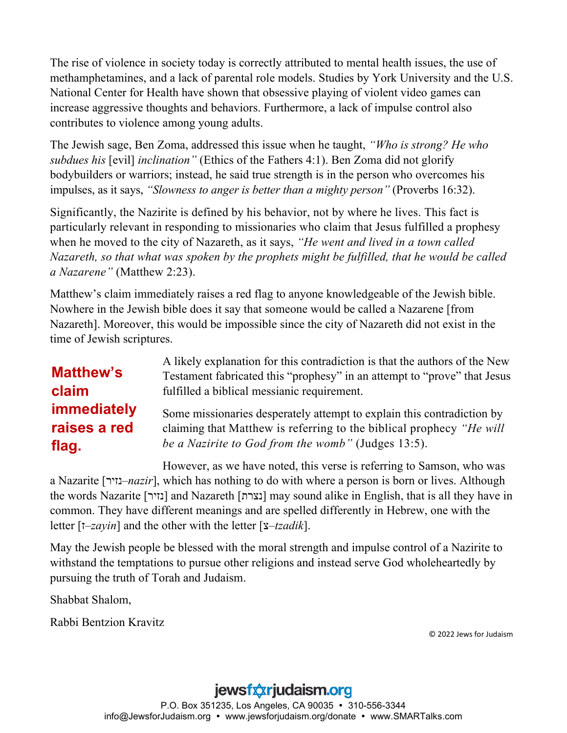The rise of violence in society today is correctly attributed to mental health issues, the use of methamphetamines, and a lack of parental role models. Studies by York University and the U.S. National Center for Health have shown that obsessive playing of violent video games can increase aggressive thoughts and behaviors. Furthermore, a lack of impulse control also contributes to violence among young adults.

The Jewish sage, Ben Zoma, addressed this issue when he taught, *"Who is strong? He who subdues his* [evil] *inclination"* (Ethics of the Fathers 4:1). Ben Zoma did not glorify bodybuilders or warriors; instead, he said true strength is in the person who overcomes his impulses, as it says, *"Slowness to anger is better than a mighty person"* (Proverbs 16:32).

Significantly, the Nazirite is defined by his behavior, not by where he lives. This fact is particularly relevant in responding to missionaries who claim that Jesus fulfilled a prophesy when he moved to the city of Nazareth, as it says, *"He went and lived in a town called Nazareth, so that what was spoken by the prophets might be fulfilled, that he would be called a Nazarene"* (Matthew 2:23).

Matthew's claim immediately raises a red flag to anyone knowledgeable of the Jewish bible. Nowhere in the Jewish bible does it say that someone would be called a Nazarene [from Nazareth]. Moreover, this would be impossible since the city of Nazareth did not exist in the time of Jewish scriptures.

**Matthew's claim immediately raises a red flag.**

A likely explanation for this contradiction is that the authors of the New Testament fabricated this "prophesy" in an attempt to "prove" that Jesus fulfilled a biblical messianic requirement.

Some missionaries desperately attempt to explain this contradiction by claiming that Matthew is referring to the biblical prophecy *"He will be a Nazirite to God from the womb"* (Judges 13:5).

However, as we have noted, this verse is referring to Samson, who was a Nazarite [נזיר–*nazir*], which has nothing to do with where a person is born or lives. Although the words Nazarite [נזיר] and Nazareth [נצרת] may sound alike in English, that is all they have in common. They have different meanings and are spelled differently in Hebrew, one with the letter [ז–*zayin*] and the other with the letter [צ–*tzadik*].

May the Jewish people be blessed with the moral strength and impulse control of a Nazirite to withstand the temptations to pursue other religions and instead serve God wholeheartedly by pursuing the truth of Torah and Judaism.

Shabbat Shalom,

Rabbi Bentzion Kravitz

© 2022 Jews for Judaism

jewsforjudaism.org

P.O. Box 351235, Los Angeles, CA 90035 • 310-556-3344

info@JewsforJudaism.org • www.jewsforjudaism.org/donate • www.SMARTalks.com